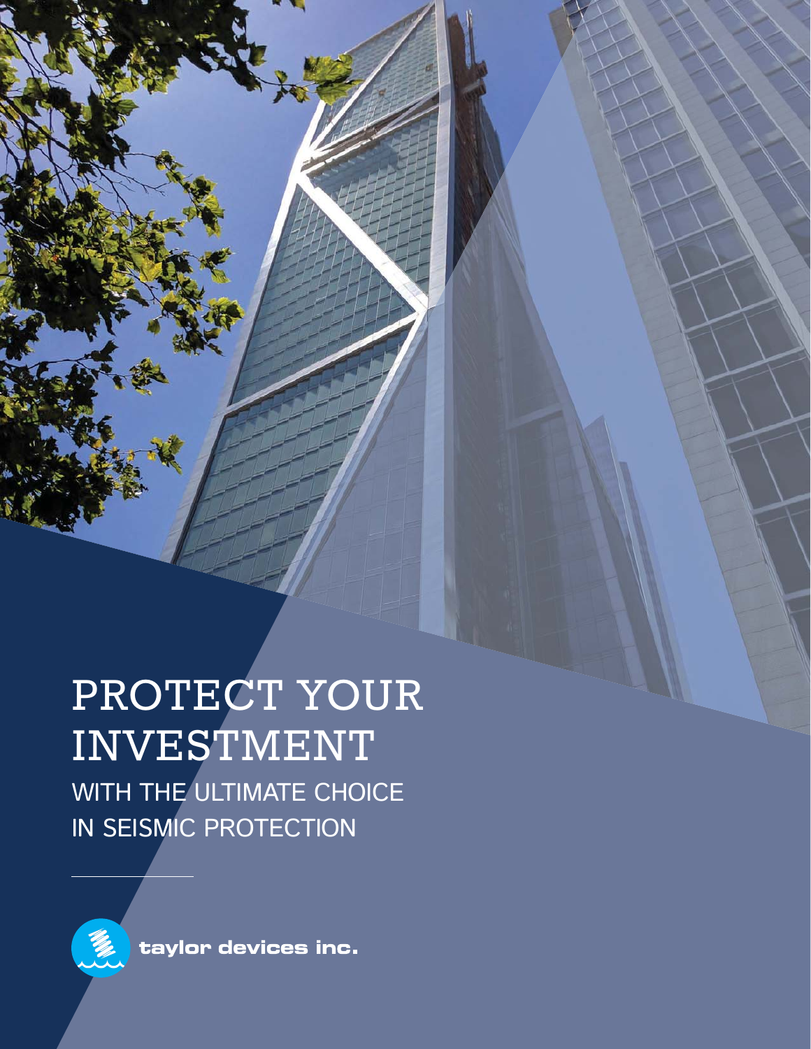# PROTECT YOUR INVESTMENT

## WITH THE ULTIMATE CHOICE IN SEISMIC PROTECTION

taylor devices inc.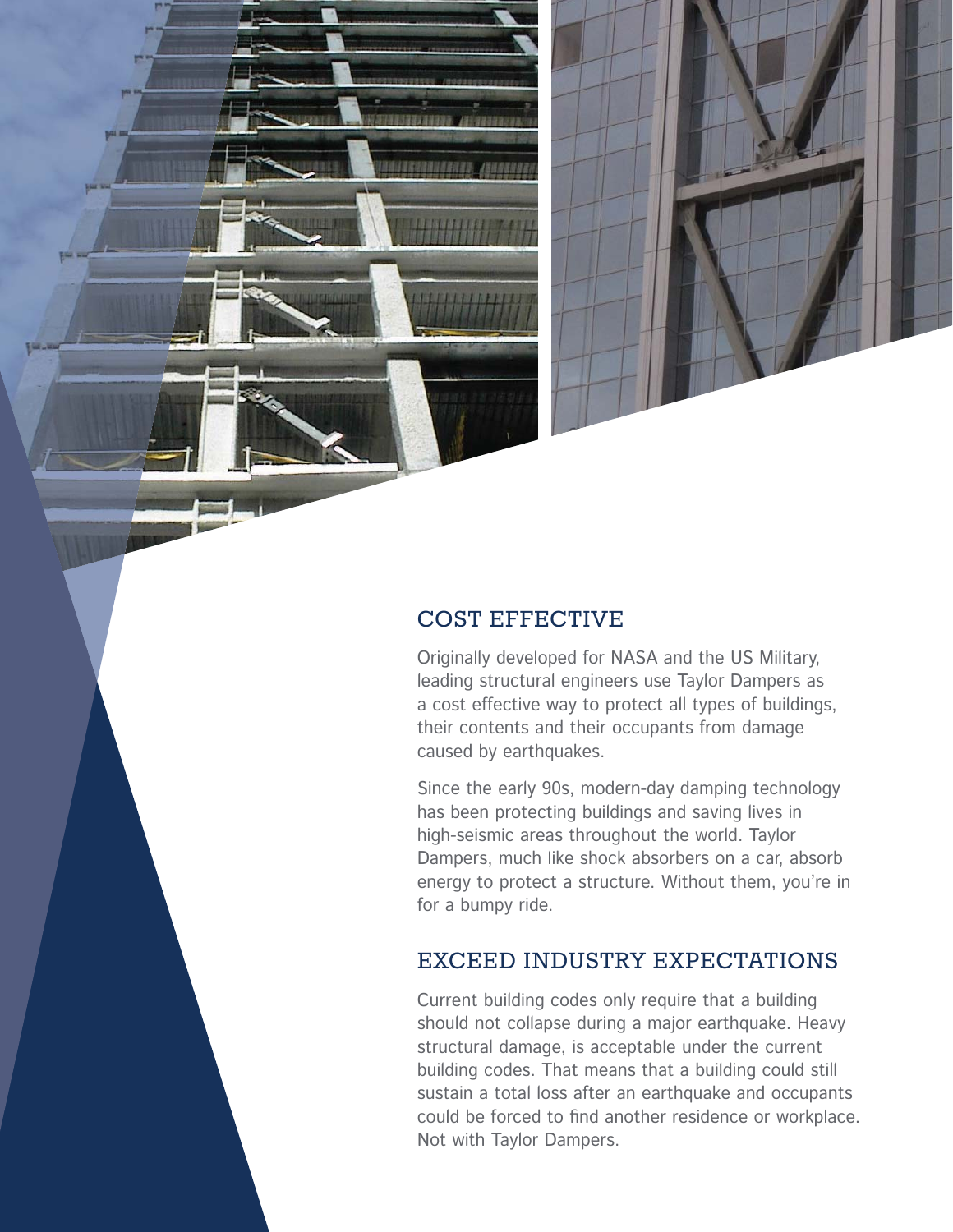## COST EFFECTIVE

Originally developed for NASA and the US Military, leading structural engineers use Taylor Dampers as a cost effective way to protect all types of buildings, their contents and their occupants from damage caused by earthquakes.

Since the early 90s, modern-day damping technology has been protecting buildings and saving lives in high-seismic areas throughout the world. Taylor Dampers, much like shock absorbers on a car, absorb energy to protect a structure. Without them, you're in for a bumpy ride.

## EXCEED INDUSTRY EXPECTATIONS

Current building codes only require that a building should not collapse during a major earthquake. Heavy structural damage, is acceptable under the current building codes. That means that a building could still sustain a total loss after an earthquake and occupants could be forced to find another residence or workplace. Not with Taylor Dampers.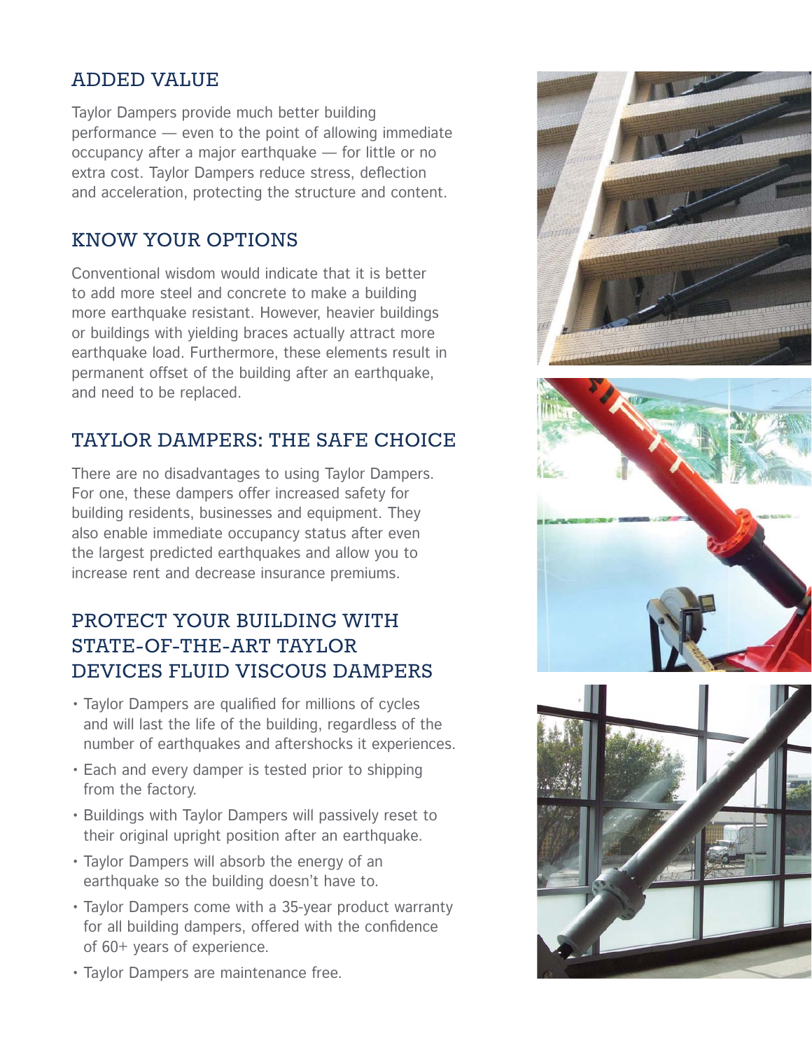## ADDED VALUE

Taylor Dampers provide much better building performance — even to the point of allowing immediate occupancy after a major earthquake — for little or no extra cost. Taylor Dampers reduce stress, deflection and acceleration, protecting the structure and content.

## KNOW YOUR OPTIONS

Conventional wisdom would indicate that it is better to add more steel and concrete to make a building more earthquake resistant. However, heavier buildings or buildings with yielding braces actually attract more earthquake load. Furthermore, these elements result in permanent offset of the building after an earthquake, and need to be replaced.

## TAYLOR DAMPERS: THE SAFE CHOICE

There are no disadvantages to using Taylor Dampers. For one, these dampers offer increased safety for building residents, businesses and equipment. They also enable immediate occupancy status after even the largest predicted earthquakes and allow you to increase rent and decrease insurance premiums.

## PROTECT YOUR BUILDING WITH STATE-OF-THE-ART TAYLOR DEVICES FLUID VISCOUS DAMPERS

- Taylor Dampers are qualified for millions of cycles and will last the life of the building, regardless of the number of earthquakes and aftershocks it experiences.
- Each and every damper is tested prior to shipping from the factory.
- Buildings with Taylor Dampers will passively reset to their original upright position after an earthquake.
- Taylor Dampers will absorb the energy of an earthquake so the building doesn't have to.
- Taylor Dampers come with a 35-year product warranty for all building dampers, offered with the confidence of 60+ years of experience.
- Taylor Dampers are maintenance free.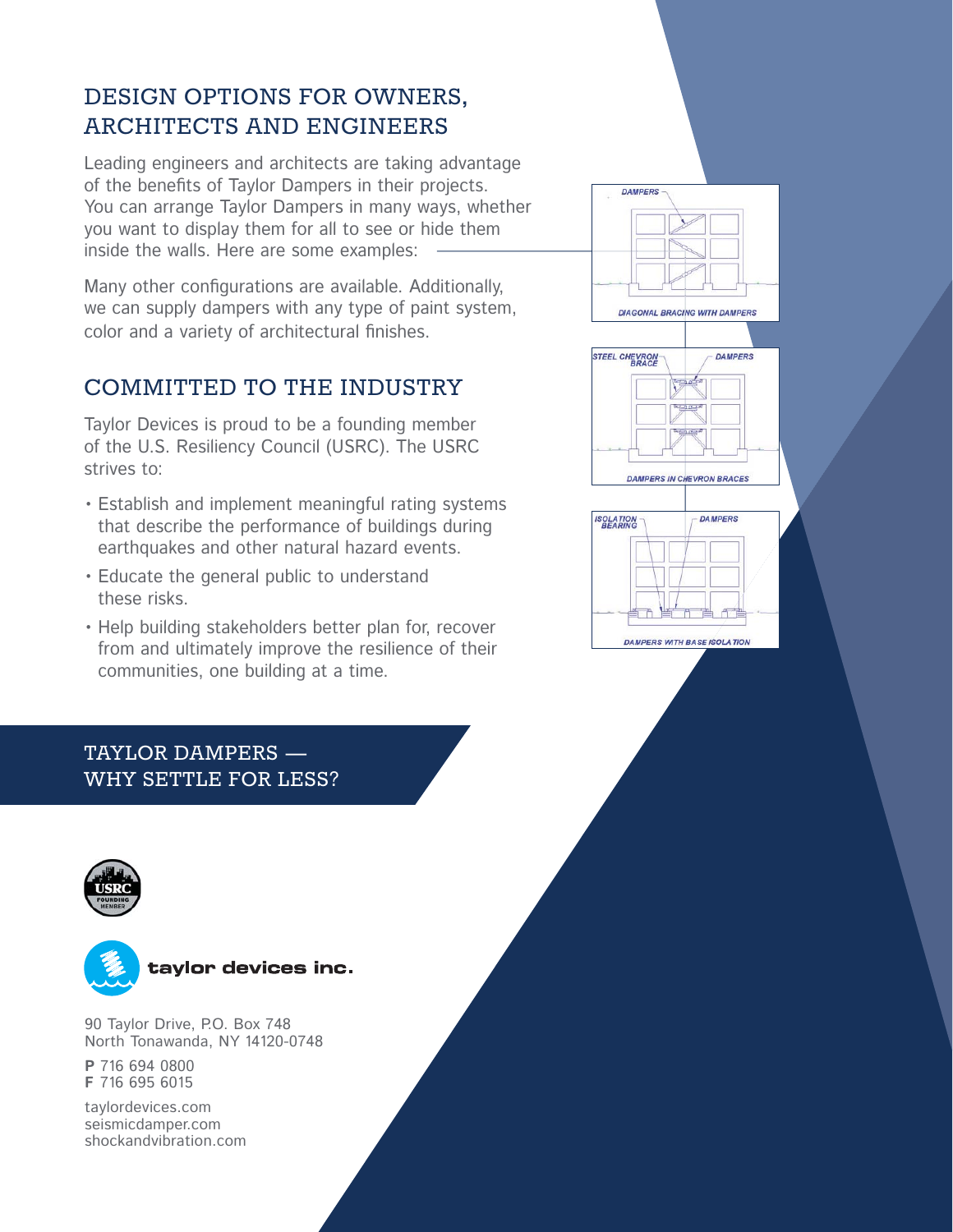## DESIGN OPTIONS FOR OWNERS, ARCHITECTS AND ENGINEERS

Leading engineers and architects are taking advantage of the benefits of Taylor Dampers in their projects. You can arrange Taylor Dampers in many ways, whether you want to display them for all to see or hide them inside the walls. Here are some examples:

Many other configurations are available. Additionally, we can supply dampers with any type of paint system, color and a variety of architectural finishes.

DAMPERS

DIAGONAL BRACING WITH DAMPERS

STEEL CHEVRON BRACE

DAMPERS

DAMPERS IN CHEVRON BRACES

ISOLATION BEARING

DAMPERS

DAMPERS WITH BASE ISOLATION

## COMMITTED TO THE INDUSTRY

Taylor Devices is proud to be a founding member of the U.S. Resiliency Council (USRC). The USRC strives to:

- Establish and implement meaningful rating systems that describe the performance of buildings during earthquakes and other natural hazard events.
- Educate the general public to understand these risks.
- Help building stakeholders better plan for, recover from and ultimately improve the resilience of their communities, one building at a time.

## TAYLOR DAMPERS — WHY SETTLE FOR LESS?

USRC FOUNDING MEMBER

taylor devices inc.

90 Taylor Drive, P.O. Box 748
North Tonawanda, NY 14120-0748

**P** 716 694 0800
**F** 716 695 6015

taylordevices.com
seismicdamper.com
shockandvibration.com